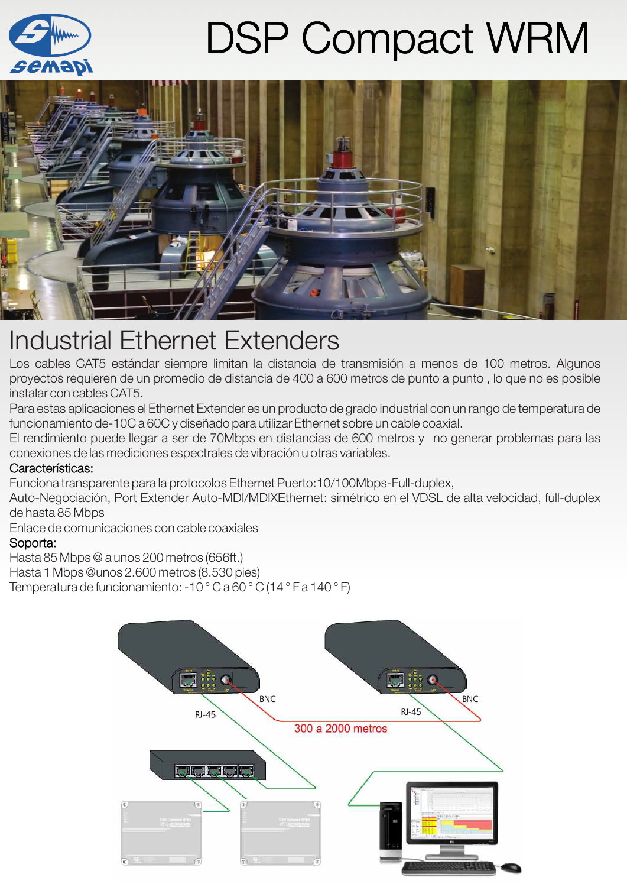# DSP Compact WRM

## Industrial Ethernet Extenders

Los cables CAT5 estándar siempre limitan la distancia de transmisión a menos de 100 metros. Algunos proyectos requieren de un promedio de distancia de 400 a 600 metros de punto a punto , lo que no es posible instalar con cables CAT5.

Para estas aplicaciones el Ethernet Extender es un producto de grado industrial con un rango de temperatura de funcionamiento de-10C a 60C y diseñado para utilizar Ethernet sobre un cable coaxial.

El rendimiento puede llegar a ser de 70Mbps en distancias de 600 metros y no generar problemas para las conexiones de las mediciones espectrales de vibración u otras variables.

**Características:**

Funciona transparente para la protocolos Ethernet Puerto:10/100Mbps-Full-duplex,
Auto-Negociación, Port Extender Auto-MDI/MDIXEthernet: simétrico en el VDSL de alta velocidad, full-duplex de hasta 85 Mbps
Enlace de comunicaciones con cable coaxiales

**Soporta:**

Hasta 85 Mbps @ a unos 200 metros (656ft.)
Hasta 1 Mbps @unos 2.600 metros (8.530 pies)
Temperatura de funcionamiento: -10 ° C a 60 ° C (14 ° F a 140 ° F)

BNC
RJ-45
300 a 2000 metros
BNC
RJ-45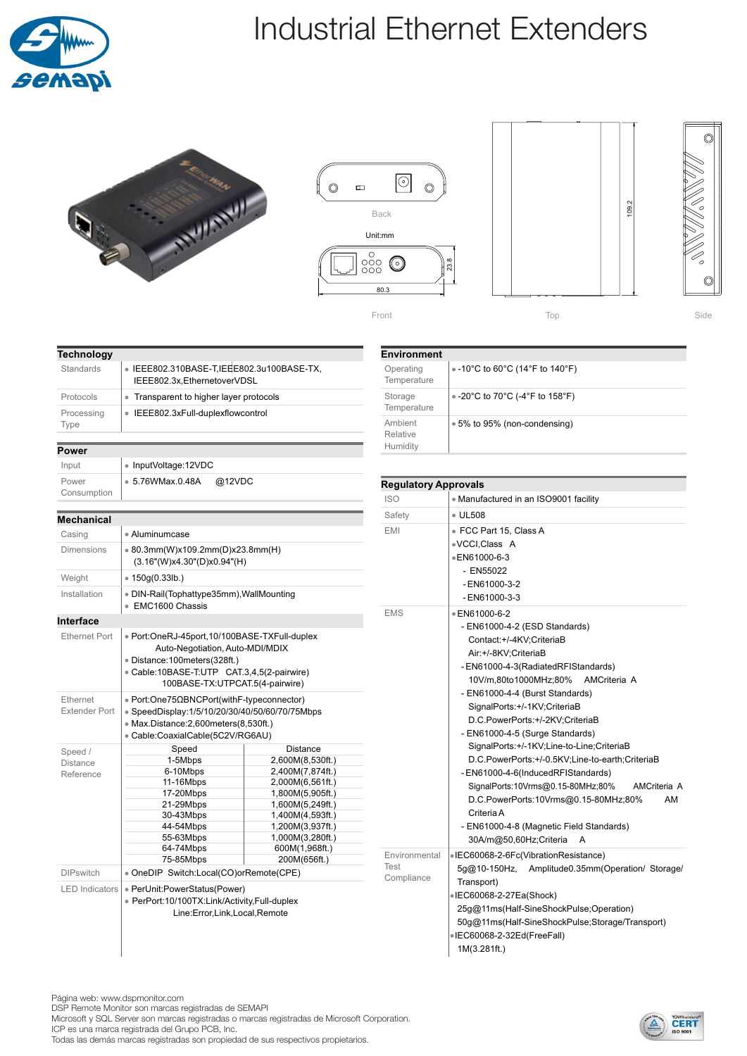# Industrial Ethernet Extenders

Back

Unit:mm

Front

Top

Side

80.3

23.8

109.2

## Technology

| | |
|---|---|
| Standards | • IEEE802.310BASE-T,IEEE802.3u100BASE-TX, IEEE802.3x,EthernetoverVDSL |
| Protocols | • Transparent to higher layer protocols |
| Processing Type | • IEEE802.3xFull-duplexflowcontrol |

## Power

| | |
|---|---|
| Input | • InputVoltage:12VDC |
| Power Consumption | • 5.76WMax.0.48A @12VDC |

## Mechanical

| | |
|---|---|
| Casing | • Aluminumcase |
| Dimensions | • 80.3mm(W)x109.2mm(D)x23.8mm(H) (3.16"(W)x4.30"(D)x0.94"(H) |
| Weight | • 150g(0.33lb.) |
| Installation | • DIN-Rail(Tophattype35mm),WallMounting • EMC1600 Chassis |

## Interface

| | |
|---|---|
| Ethernet Port | • Port:OneRJ-45port,10/100BASE-TXFull-duplex Auto-Negotiation, Auto-MDI/MDIX • Distance:100meters(328ft.) • Cable:10BASE-T:UTP CAT.3,4,5(2-pairwire) 100BASE-TX:UTPCAT.5(4-pairwire) |
| Ethernet Extender Port | • Port:One75ΩBNCPort(withF-typeconnector) • SpeedDisplay:1/5/10/20/30/40/50/60/70/75Mbps • Max.Distance:2,600meters(8,530ft.) • Cable:CoaxialCable(5C2V/RG6AU) |

Speed / Distance Reference

| Speed | Distance |
|---|---|
| 1-5Mbps | 2,600M(8,530ft.) |
| 6-10Mbps | 2,400M(7,874ft.) |
| 11-16Mbps | 2,000M(6,561ft.) |
| 17-20Mbps | 1,800M(5,905ft.) |
| 21-29Mbps | 1,600M(5,249ft.) |
| 30-43Mbps | 1,400M(4,593ft.) |
| 44-54Mbps | 1,200M(3,937ft.) |
| 55-63Mbps | 1,000M(3,280ft.) |
| 64-74Mbps | 600M(1,968ft.) |
| 75-85Mbps | 200M(656ft.) |

| | |
|---|---|
| DIPswitch | • OneDIP Switch:Local(CO)orRemote(CPE) |
| LED Indicators | • PerUnit:PowerStatus(Power) • PerPort:10/100TX:Link/Activity,Full-duplex Line:Error,Link,Local,Remote |

## Environment

| | |
|---|---|
| Operating Temperature | • -10°C to 60°C (14°F to 140°F) |
| Storage Temperature | • -20°C to 70°C (-4°F to 158°F) |
| Ambient Relative Humidity | • 5% to 95% (non-condensing) |

## Regulatory Approvals

| | |
|---|---|
| ISO | • Manufactured in an ISO9001 facility |
| Safety | • UL508 |
| EMI | • FCC Part 15, Class A<br>• VCCI,Class A<br>• EN61000-6-3<br>- EN55022<br>- EN61000-3-2<br>- EN61000-3-3 |
| EMS | • EN61000-6-2<br>- EN61000-4-2 (ESD Standards)<br>Contact:+/-4KV;CriteriaB<br>Air:+/-8KV;CriteriaB<br>- EN61000-4-3(RadiatedRFIStandards)<br>10V/m,80to1000MHz;80% AMCriteria A<br>- EN61000-4-4 (Burst Standards)<br>SignalPorts:+/-1KV;CriteriaB<br>D.C.PowerPorts:+/-2KV;CriteriaB<br>- EN61000-4-5 (Surge Standards)<br>SignalPorts:+/-1KV;Line-to-Line;CriteriaB<br>D.C.PowerPorts:+/-0.5KV;Line-to-earth;CriteriaB<br>- EN61000-4-6(InducedRFIStandards)<br>SignalPorts:10Vrms@0.15-80MHz;80% AMCriteria A<br>D.C.PowerPorts:10Vrms@0.15-80MHz;80% AM Criteria A<br>- EN61000-4-8 (Magnetic Field Standards)<br>30A/m@50,60Hz;Criteria A |
| Environmental Test Compliance | • IEC60068-2-6Fc(VibrationResistance)<br>5g@10-150Hz, Amplitude0.35mm(Operation/ Storage/ Transport)<br>• IEC60068-2-27Ea(Shock)<br>25g@11ms(Half-SineShockPulse;Operation)<br>50g@11ms(Half-SineShockPulse;Storage/Transport)<br>• IEC60068-2-32Ed(FreeFall)<br>1M(3.281ft.) |

Página web: www.dspmonitor.com
DSP Remote Monitor son marcas registradas de SEMAPI
Microsoft y SQL Server son marcas registradas o marcas registradas de Microsoft Corporation.
ICP es una marca registrada del Grupo PCB, Inc.
Todas las demás marcas registradas son propiedad de sus respectivos propietarios.